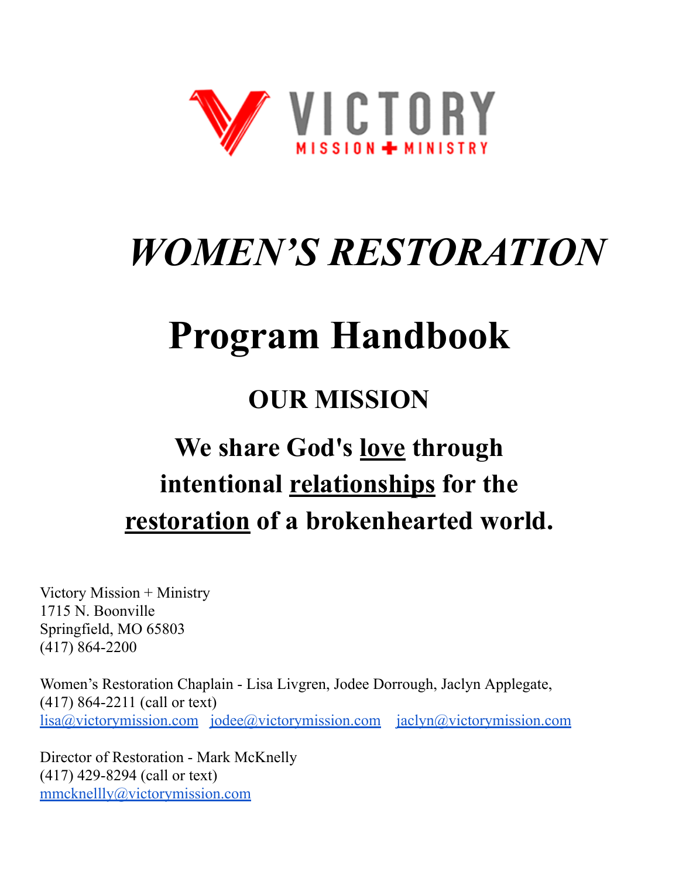VICTORY
MISSION + MINISTRY

# *WOMEN'S RESTORATION*

# Program Handbook

## OUR MISSION

## We share God's <u>love</u> through intentional <u>relationships</u> for the <u>restoration</u> of a brokenhearted world.

Victory Mission + Ministry
1715 N. Boonville
Springfield, MO 65803
(417) 864-2200

Women's Restoration Chaplain - Lisa Livgren, Jodee Dorrough, Jaclyn Applegate,
(417) 864-2211 (call or text)
lisa@victorymission.com jodee@victorymission.com jaclyn@victorymission.com

Director of Restoration - Mark McKnelly
(417) 429-8294 (call or text)
mmcknellly@victorymission.com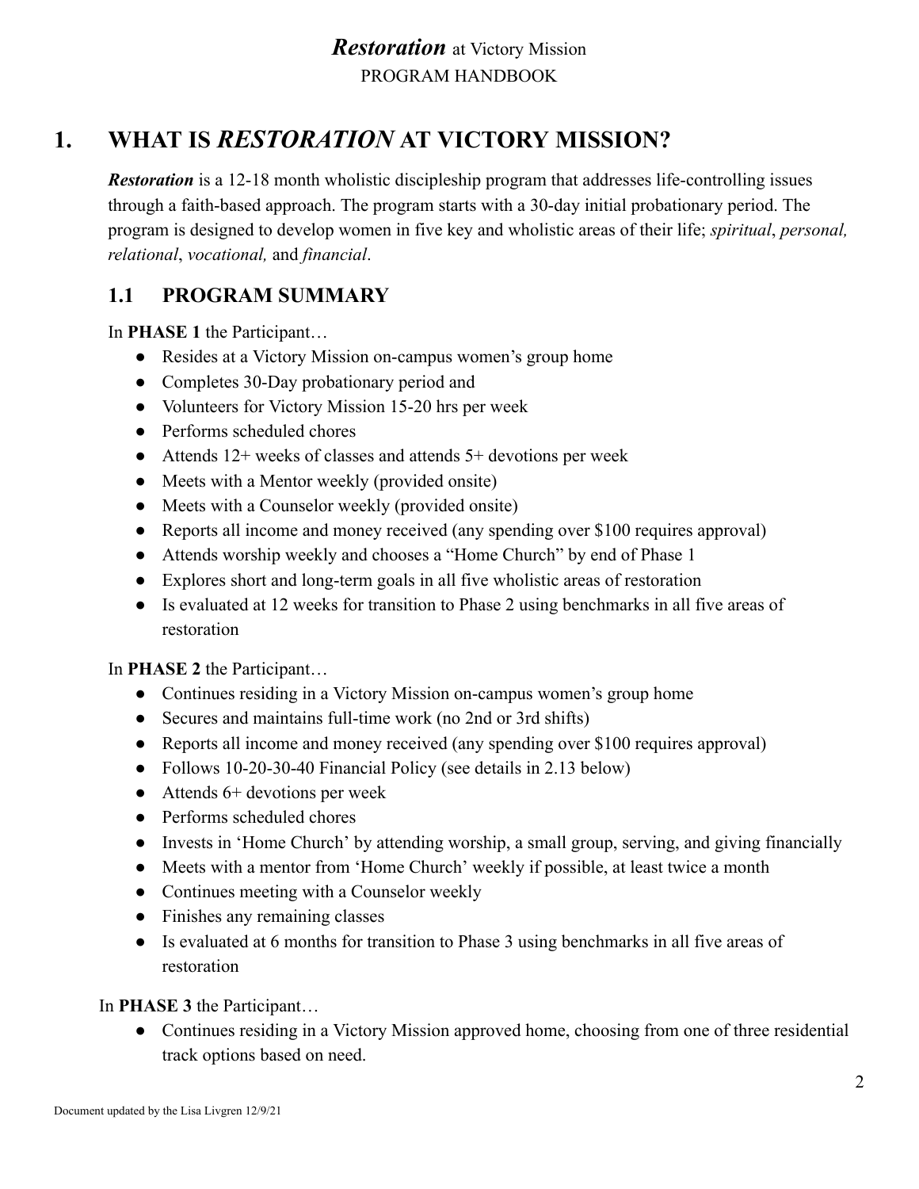# 1. WHAT IS *RESTORATION* AT VICTORY MISSION?

***Restoration*** is a 12-18 month wholistic discipleship program that addresses life-controlling issues through a faith-based approach. The program starts with a 30-day initial probationary period. The program is designed to develop women in five key and wholistic areas of their life; *spiritual*, *personal, relational*, *vocational,* and *financial*.

## 1.1 PROGRAM SUMMARY

In **PHASE 1** the Participant…

- Resides at a Victory Mission on-campus women's group home
- Completes 30-Day probationary period and
- Volunteers for Victory Mission 15-20 hrs per week
- Performs scheduled chores
- Attends 12+ weeks of classes and attends 5+ devotions per week
- Meets with a Mentor weekly (provided onsite)
- Meets with a Counselor weekly (provided onsite)
- Reports all income and money received (any spending over $100 requires approval)
- Attends worship weekly and chooses a "Home Church" by end of Phase 1
- Explores short and long-term goals in all five wholistic areas of restoration
- Is evaluated at 12 weeks for transition to Phase 2 using benchmarks in all five areas of restoration

In **PHASE 2** the Participant…

- Continues residing in a Victory Mission on-campus women's group home
- Secures and maintains full-time work (no 2nd or 3rd shifts)
- Reports all income and money received (any spending over $100 requires approval)
- Follows 10-20-30-40 Financial Policy (see details in 2.13 below)
- Attends 6+ devotions per week
- Performs scheduled chores
- Invests in 'Home Church' by attending worship, a small group, serving, and giving financially
- Meets with a mentor from 'Home Church' weekly if possible, at least twice a month
- Continues meeting with a Counselor weekly
- Finishes any remaining classes
- Is evaluated at 6 months for transition to Phase 3 using benchmarks in all five areas of restoration

In **PHASE 3** the Participant…

- Continues residing in a Victory Mission approved home, choosing from one of three residential track options based on need.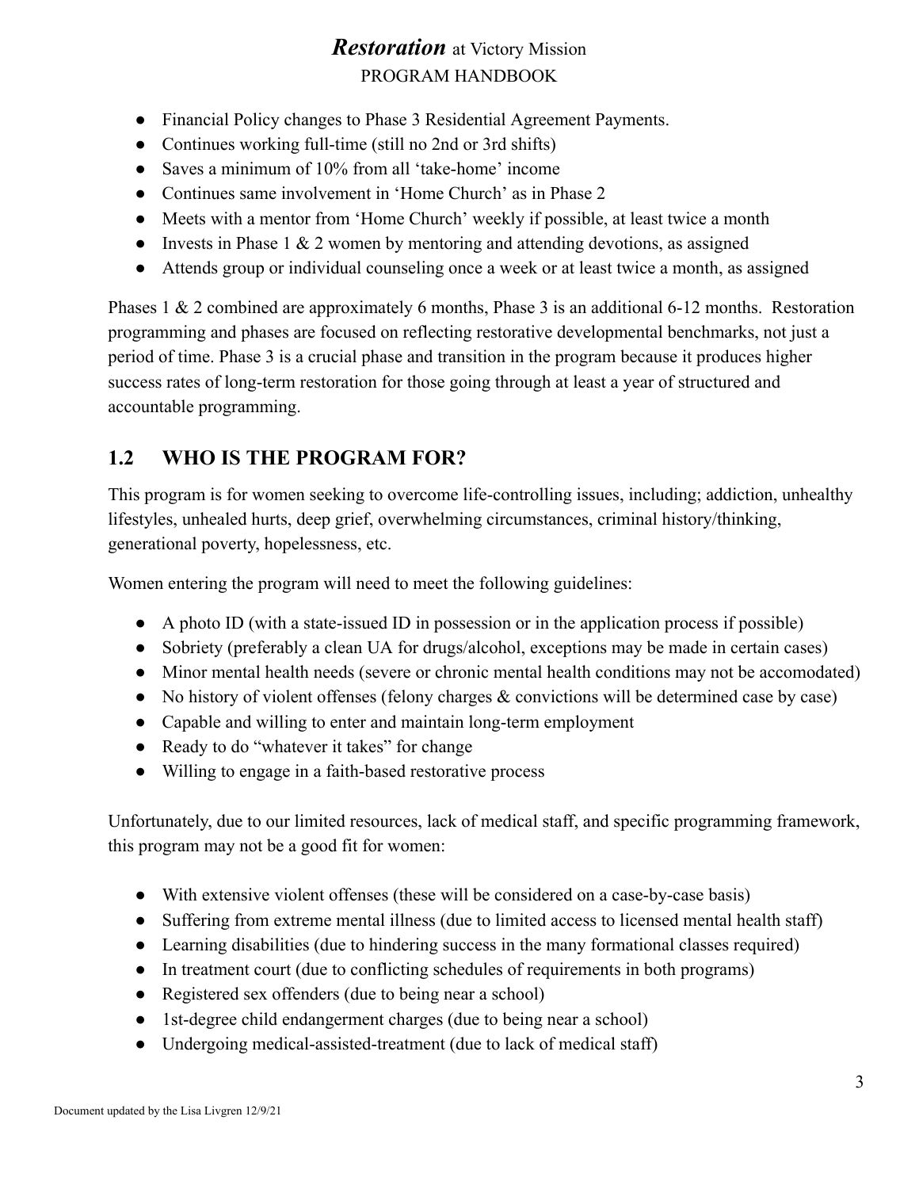- Financial Policy changes to Phase 3 Residential Agreement Payments.
- Continues working full-time (still no 2nd or 3rd shifts)
- Saves a minimum of 10% from all 'take-home' income
- Continues same involvement in 'Home Church' as in Phase 2
- Meets with a mentor from 'Home Church' weekly if possible, at least twice a month
- Invests in Phase 1 & 2 women by mentoring and attending devotions, as assigned
- Attends group or individual counseling once a week or at least twice a month, as assigned

Phases 1 & 2 combined are approximately 6 months, Phase 3 is an additional 6-12 months. Restoration programming and phases are focused on reflecting restorative developmental benchmarks, not just a period of time. Phase 3 is a crucial phase and transition in the program because it produces higher success rates of long-term restoration for those going through at least a year of structured and accountable programming.

## 1.2 WHO IS THE PROGRAM FOR?

This program is for women seeking to overcome life-controlling issues, including; addiction, unhealthy lifestyles, unhealed hurts, deep grief, overwhelming circumstances, criminal history/thinking, generational poverty, hopelessness, etc.

Women entering the program will need to meet the following guidelines:

- A photo ID (with a state-issued ID in possession or in the application process if possible)
- Sobriety (preferably a clean UA for drugs/alcohol, exceptions may be made in certain cases)
- Minor mental health needs (severe or chronic mental health conditions may not be accomodated)
- No history of violent offenses (felony charges & convictions will be determined case by case)
- Capable and willing to enter and maintain long-term employment
- Ready to do "whatever it takes" for change
- Willing to engage in a faith-based restorative process

Unfortunately, due to our limited resources, lack of medical staff, and specific programming framework, this program may not be a good fit for women:

- With extensive violent offenses (these will be considered on a case-by-case basis)
- Suffering from extreme mental illness (due to limited access to licensed mental health staff)
- Learning disabilities (due to hindering success in the many formational classes required)
- In treatment court (due to conflicting schedules of requirements in both programs)
- Registered sex offenders (due to being near a school)
- 1st-degree child endangerment charges (due to being near a school)
- Undergoing medical-assisted-treatment (due to lack of medical staff)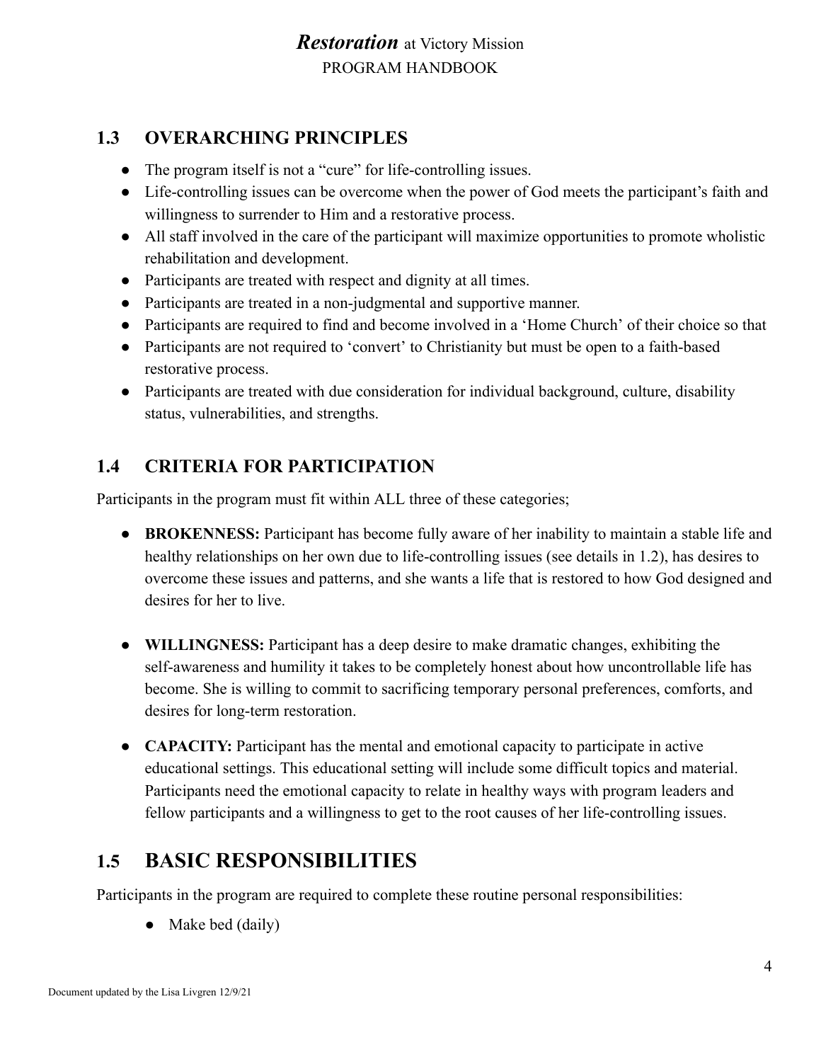## 1.3 OVERARCHING PRINCIPLES

- The program itself is not a "cure" for life-controlling issues.
- Life-controlling issues can be overcome when the power of God meets the participant's faith and willingness to surrender to Him and a restorative process.
- All staff involved in the care of the participant will maximize opportunities to promote wholistic rehabilitation and development.
- Participants are treated with respect and dignity at all times.
- Participants are treated in a non-judgmental and supportive manner.
- Participants are required to find and become involved in a 'Home Church' of their choice so that
- Participants are not required to 'convert' to Christianity but must be open to a faith-based restorative process.
- Participants are treated with due consideration for individual background, culture, disability status, vulnerabilities, and strengths.

## 1.4 CRITERIA FOR PARTICIPATION

Participants in the program must fit within ALL three of these categories;

- **BROKENNESS:** Participant has become fully aware of her inability to maintain a stable life and healthy relationships on her own due to life-controlling issues (see details in 1.2), has desires to overcome these issues and patterns, and she wants a life that is restored to how God designed and desires for her to live.

- **WILLINGNESS:** Participant has a deep desire to make dramatic changes, exhibiting the self-awareness and humility it takes to be completely honest about how uncontrollable life has become. She is willing to commit to sacrificing temporary personal preferences, comforts, and desires for long-term restoration.

- **CAPACITY:** Participant has the mental and emotional capacity to participate in active educational settings. This educational setting will include some difficult topics and material. Participants need the emotional capacity to relate in healthy ways with program leaders and fellow participants and a willingness to get to the root causes of her life-controlling issues.

# 1.5 BASIC RESPONSIBILITIES

Participants in the program are required to complete these routine personal responsibilities:

- Make bed (daily)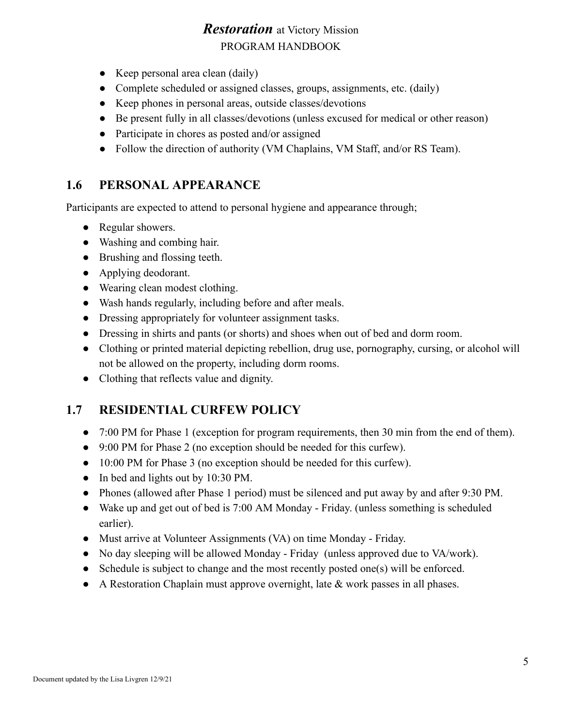- Keep personal area clean (daily)
- Complete scheduled or assigned classes, groups, assignments, etc. (daily)
- Keep phones in personal areas, outside classes/devotions
- Be present fully in all classes/devotions (unless excused for medical or other reason)
- Participate in chores as posted and/or assigned
- Follow the direction of authority (VM Chaplains, VM Staff, and/or RS Team).

## 1.6 PERSONAL APPEARANCE

Participants are expected to attend to personal hygiene and appearance through;

- Regular showers.
- Washing and combing hair.
- Brushing and flossing teeth.
- Applying deodorant.
- Wearing clean modest clothing.
- Wash hands regularly, including before and after meals.
- Dressing appropriately for volunteer assignment tasks.
- Dressing in shirts and pants (or shorts) and shoes when out of bed and dorm room.
- Clothing or printed material depicting rebellion, drug use, pornography, cursing, or alcohol will not be allowed on the property, including dorm rooms.
- Clothing that reflects value and dignity.

## 1.7 RESIDENTIAL CURFEW POLICY

- 7:00 PM for Phase 1 (exception for program requirements, then 30 min from the end of them).
- 9:00 PM for Phase 2 (no exception should be needed for this curfew).
- 10:00 PM for Phase 3 (no exception should be needed for this curfew).
- In bed and lights out by 10:30 PM.
- Phones (allowed after Phase 1 period) must be silenced and put away by and after 9:30 PM.
- Wake up and get out of bed is 7:00 AM Monday - Friday. (unless something is scheduled earlier).
- Must arrive at Volunteer Assignments (VA) on time Monday - Friday.
- No day sleeping will be allowed Monday - Friday (unless approved due to VA/work).
- Schedule is subject to change and the most recently posted one(s) will be enforced.
- A Restoration Chaplain must approve overnight, late & work passes in all phases.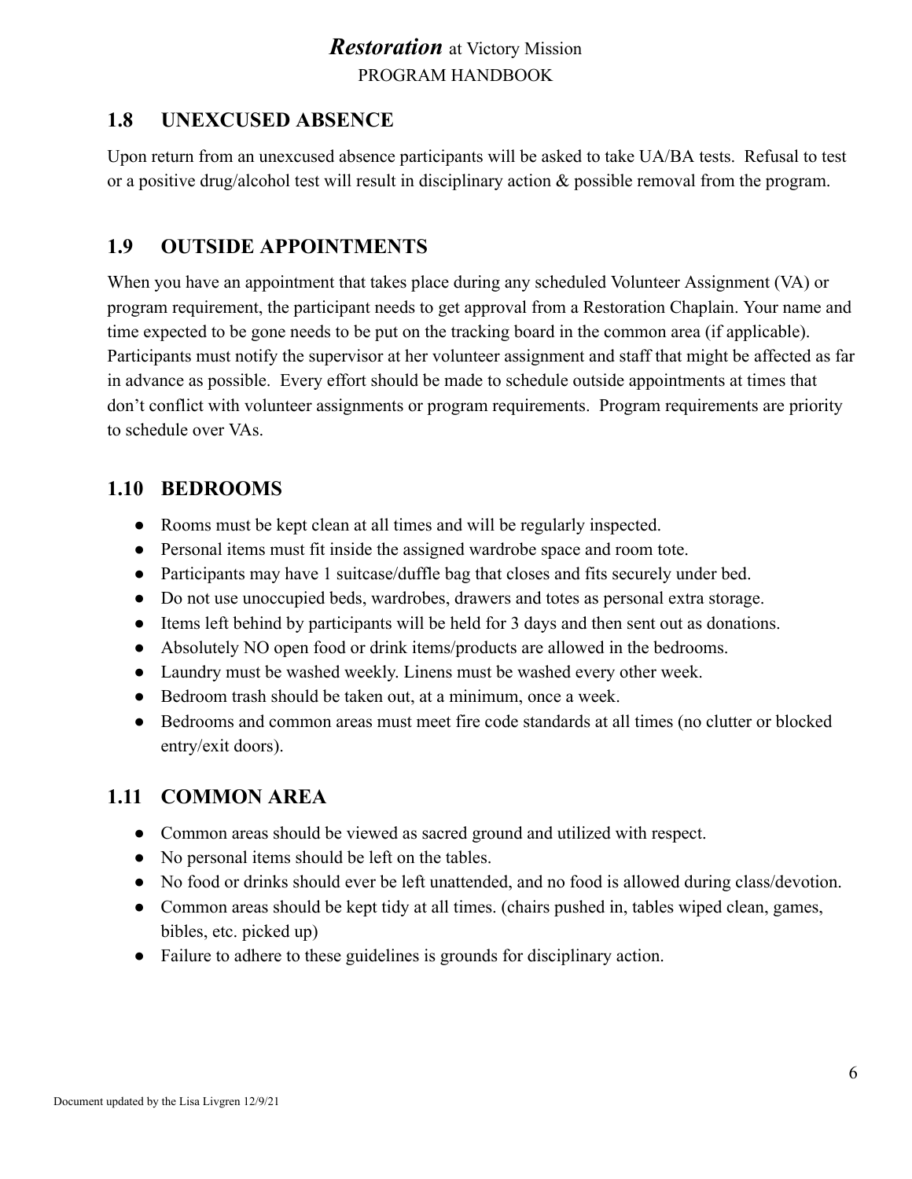## 1.8 UNEXCUSED ABSENCE

Upon return from an unexcused absence participants will be asked to take UA/BA tests. Refusal to test or a positive drug/alcohol test will result in disciplinary action & possible removal from the program.

## 1.9 OUTSIDE APPOINTMENTS

When you have an appointment that takes place during any scheduled Volunteer Assignment (VA) or program requirement, the participant needs to get approval from a Restoration Chaplain. Your name and time expected to be gone needs to be put on the tracking board in the common area (if applicable). Participants must notify the supervisor at her volunteer assignment and staff that might be affected as far in advance as possible. Every effort should be made to schedule outside appointments at times that don't conflict with volunteer assignments or program requirements. Program requirements are priority to schedule over VAs.

## 1.10 BEDROOMS

- Rooms must be kept clean at all times and will be regularly inspected.
- Personal items must fit inside the assigned wardrobe space and room tote.
- Participants may have 1 suitcase/duffle bag that closes and fits securely under bed.
- Do not use unoccupied beds, wardrobes, drawers and totes as personal extra storage.
- Items left behind by participants will be held for 3 days and then sent out as donations.
- Absolutely NO open food or drink items/products are allowed in the bedrooms.
- Laundry must be washed weekly. Linens must be washed every other week.
- Bedroom trash should be taken out, at a minimum, once a week.
- Bedrooms and common areas must meet fire code standards at all times (no clutter or blocked entry/exit doors).

## 1.11 COMMON AREA

- Common areas should be viewed as sacred ground and utilized with respect.
- No personal items should be left on the tables.
- No food or drinks should ever be left unattended, and no food is allowed during class/devotion.
- Common areas should be kept tidy at all times. (chairs pushed in, tables wiped clean, games, bibles, etc. picked up)
- Failure to adhere to these guidelines is grounds for disciplinary action.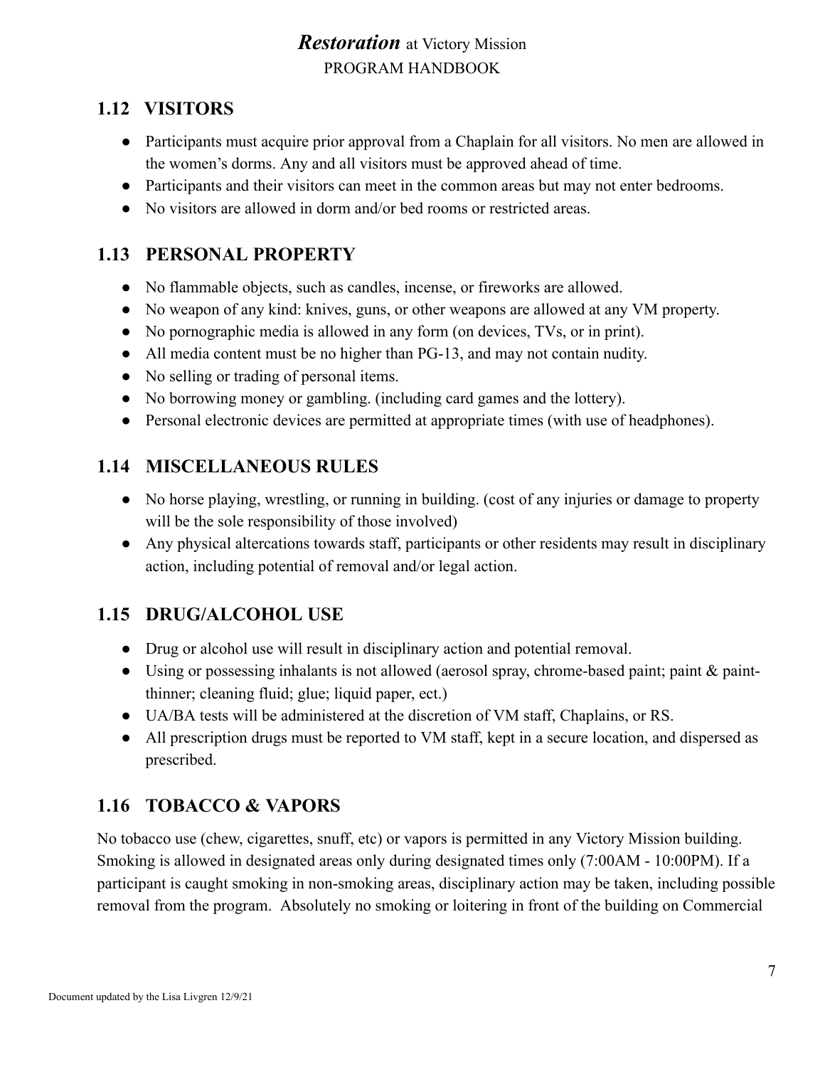## 1.12 VISITORS

- Participants must acquire prior approval from a Chaplain for all visitors. No men are allowed in the women's dorms. Any and all visitors must be approved ahead of time.
- Participants and their visitors can meet in the common areas but may not enter bedrooms.
- No visitors are allowed in dorm and/or bed rooms or restricted areas.

## 1.13 PERSONAL PROPERTY

- No flammable objects, such as candles, incense, or fireworks are allowed.
- No weapon of any kind: knives, guns, or other weapons are allowed at any VM property.
- No pornographic media is allowed in any form (on devices, TVs, or in print).
- All media content must be no higher than PG-13, and may not contain nudity.
- No selling or trading of personal items.
- No borrowing money or gambling. (including card games and the lottery).
- Personal electronic devices are permitted at appropriate times (with use of headphones).

## 1.14 MISCELLANEOUS RULES

- No horse playing, wrestling, or running in building. (cost of any injuries or damage to property will be the sole responsibility of those involved)
- Any physical altercations towards staff, participants or other residents may result in disciplinary action, including potential of removal and/or legal action.

## 1.15 DRUG/ALCOHOL USE

- Drug or alcohol use will result in disciplinary action and potential removal.
- Using or possessing inhalants is not allowed (aerosol spray, chrome-based paint; paint & paint-thinner; cleaning fluid; glue; liquid paper, ect.)
- UA/BA tests will be administered at the discretion of VM staff, Chaplains, or RS.
- All prescription drugs must be reported to VM staff, kept in a secure location, and dispersed as prescribed.

## 1.16 TOBACCO & VAPORS

No tobacco use (chew, cigarettes, snuff, etc) or vapors is permitted in any Victory Mission building. Smoking is allowed in designated areas only during designated times only (7:00AM - 10:00PM). If a participant is caught smoking in non-smoking areas, disciplinary action may be taken, including possible removal from the program. Absolutely no smoking or loitering in front of the building on Commercial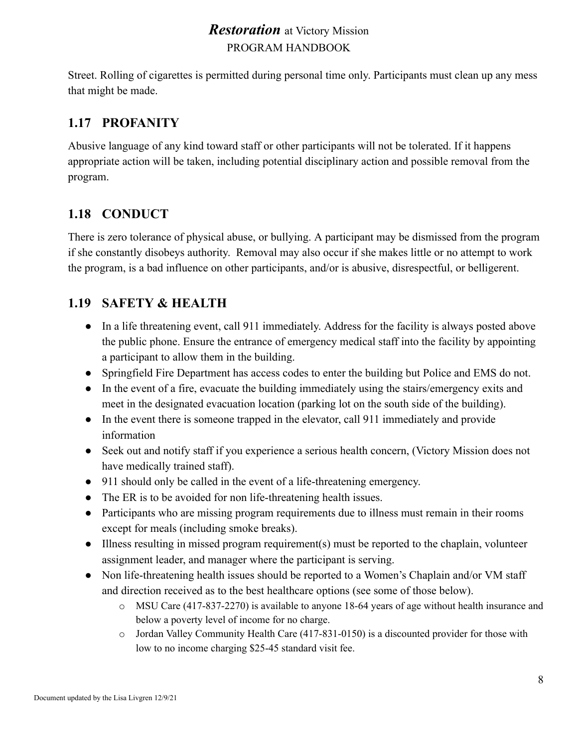Street. Rolling of cigarettes is permitted during personal time only. Participants must clean up any mess that might be made.

## 1.17 PROFANITY

Abusive language of any kind toward staff or other participants will not be tolerated. If it happens appropriate action will be taken, including potential disciplinary action and possible removal from the program.

## 1.18 CONDUCT

There is zero tolerance of physical abuse, or bullying. A participant may be dismissed from the program if she constantly disobeys authority. Removal may also occur if she makes little or no attempt to work the program, is a bad influence on other participants, and/or is abusive, disrespectful, or belligerent.

## 1.19 SAFETY & HEALTH

- In a life threatening event, call 911 immediately. Address for the facility is always posted above the public phone. Ensure the entrance of emergency medical staff into the facility by appointing a participant to allow them in the building.
- Springfield Fire Department has access codes to enter the building but Police and EMS do not.
- In the event of a fire, evacuate the building immediately using the stairs/emergency exits and meet in the designated evacuation location (parking lot on the south side of the building).
- In the event there is someone trapped in the elevator, call 911 immediately and provide information
- Seek out and notify staff if you experience a serious health concern, (Victory Mission does not have medically trained staff).
- 911 should only be called in the event of a life-threatening emergency.
- The ER is to be avoided for non life-threatening health issues.
- Participants who are missing program requirements due to illness must remain in their rooms except for meals (including smoke breaks).
- Illness resulting in missed program requirement(s) must be reported to the chaplain, volunteer assignment leader, and manager where the participant is serving.
- Non life-threatening health issues should be reported to a Women's Chaplain and/or VM staff and direction received as to the best healthcare options (see some of those below).
  - MSU Care (417-837-2270) is available to anyone 18-64 years of age without health insurance and below a poverty level of income for no charge.
  - Jordan Valley Community Health Care (417-831-0150) is a discounted provider for those with low to no income charging $25-45 standard visit fee.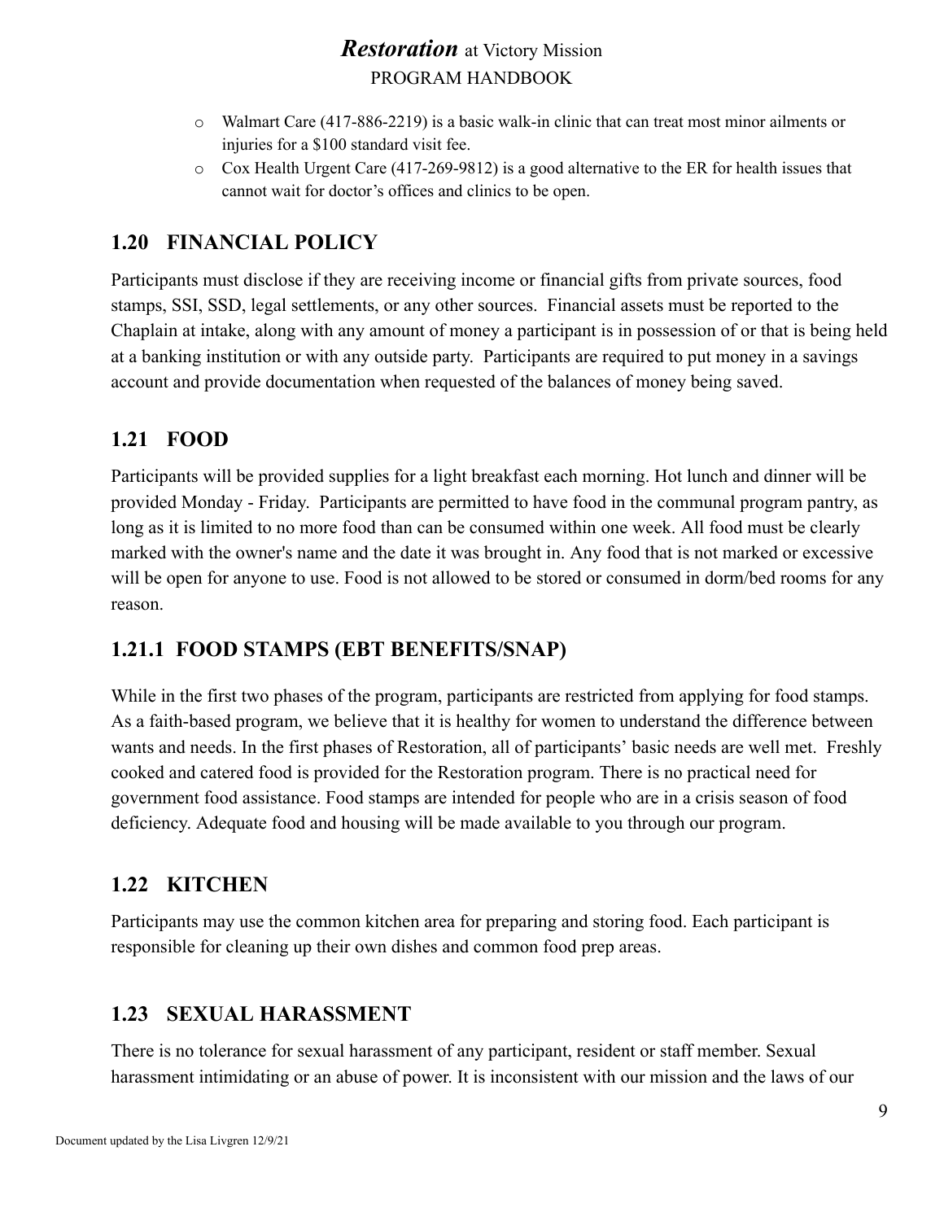- Walmart Care (417-886-2219) is a basic walk-in clinic that can treat most minor ailments or injuries for a $100 standard visit fee.
- Cox Health Urgent Care (417-269-9812) is a good alternative to the ER for health issues that cannot wait for doctor's offices and clinics to be open.

## 1.20 FINANCIAL POLICY

Participants must disclose if they are receiving income or financial gifts from private sources, food stamps, SSI, SSD, legal settlements, or any other sources. Financial assets must be reported to the Chaplain at intake, along with any amount of money a participant is in possession of or that is being held at a banking institution or with any outside party. Participants are required to put money in a savings account and provide documentation when requested of the balances of money being saved.

## 1.21 FOOD

Participants will be provided supplies for a light breakfast each morning. Hot lunch and dinner will be provided Monday - Friday. Participants are permitted to have food in the communal program pantry, as long as it is limited to no more food than can be consumed within one week. All food must be clearly marked with the owner's name and the date it was brought in. Any food that is not marked or excessive will be open for anyone to use. Food is not allowed to be stored or consumed in dorm/bed rooms for any reason.

### 1.21.1 FOOD STAMPS (EBT BENEFITS/SNAP)

While in the first two phases of the program, participants are restricted from applying for food stamps. As a faith-based program, we believe that it is healthy for women to understand the difference between wants and needs. In the first phases of Restoration, all of participants' basic needs are well met. Freshly cooked and catered food is provided for the Restoration program. There is no practical need for government food assistance. Food stamps are intended for people who are in a crisis season of food deficiency. Adequate food and housing will be made available to you through our program.

## 1.22 KITCHEN

Participants may use the common kitchen area for preparing and storing food. Each participant is responsible for cleaning up their own dishes and common food prep areas.

## 1.23 SEXUAL HARASSMENT

There is no tolerance for sexual harassment of any participant, resident or staff member. Sexual harassment intimidating or an abuse of power. It is inconsistent with our mission and the laws of our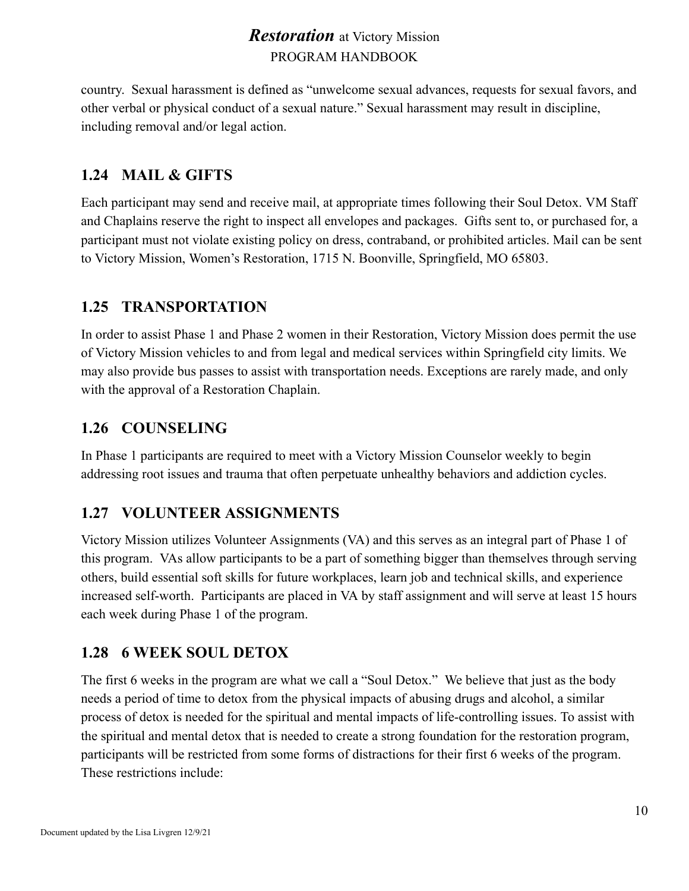country. Sexual harassment is defined as "unwelcome sexual advances, requests for sexual favors, and other verbal or physical conduct of a sexual nature." Sexual harassment may result in discipline, including removal and/or legal action.

## 1.24 MAIL & GIFTS

Each participant may send and receive mail, at appropriate times following their Soul Detox. VM Staff and Chaplains reserve the right to inspect all envelopes and packages. Gifts sent to, or purchased for, a participant must not violate existing policy on dress, contraband, or prohibited articles. Mail can be sent to Victory Mission, Women's Restoration, 1715 N. Boonville, Springfield, MO 65803.

## 1.25 TRANSPORTATION

In order to assist Phase 1 and Phase 2 women in their Restoration, Victory Mission does permit the use of Victory Mission vehicles to and from legal and medical services within Springfield city limits. We may also provide bus passes to assist with transportation needs. Exceptions are rarely made, and only with the approval of a Restoration Chaplain.

## 1.26 COUNSELING

In Phase 1 participants are required to meet with a Victory Mission Counselor weekly to begin addressing root issues and trauma that often perpetuate unhealthy behaviors and addiction cycles.

## 1.27 VOLUNTEER ASSIGNMENTS

Victory Mission utilizes Volunteer Assignments (VA) and this serves as an integral part of Phase 1 of this program. VAs allow participants to be a part of something bigger than themselves through serving others, build essential soft skills for future workplaces, learn job and technical skills, and experience increased self-worth. Participants are placed in VA by staff assignment and will serve at least 15 hours each week during Phase 1 of the program.

## 1.28 6 WEEK SOUL DETOX

The first 6 weeks in the program are what we call a "Soul Detox." We believe that just as the body needs a period of time to detox from the physical impacts of abusing drugs and alcohol, a similar process of detox is needed for the spiritual and mental impacts of life-controlling issues. To assist with the spiritual and mental detox that is needed to create a strong foundation for the restoration program, participants will be restricted from some forms of distractions for their first 6 weeks of the program. These restrictions include: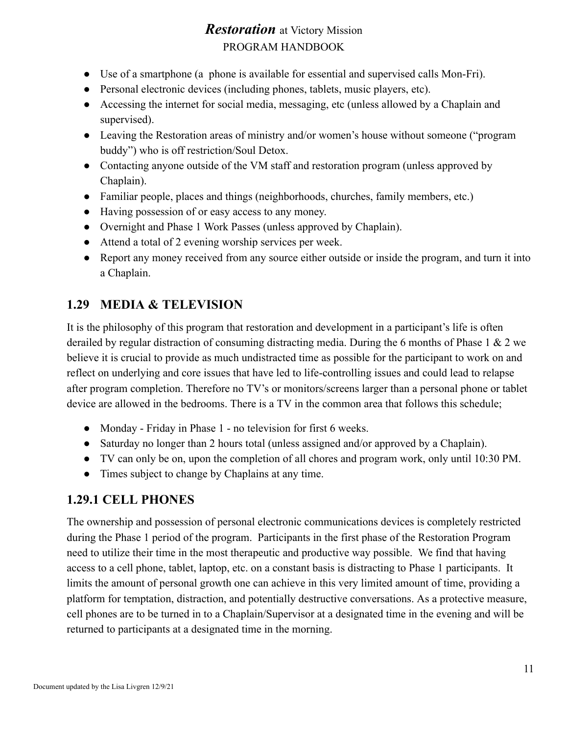- Use of a smartphone (a  phone is available for essential and supervised calls Mon-Fri).
- Personal electronic devices (including phones, tablets, music players, etc).
- Accessing the internet for social media, messaging, etc (unless allowed by a Chaplain and supervised).
- Leaving the Restoration areas of ministry and/or women's house without someone ("program buddy") who is off restriction/Soul Detox.
- Contacting anyone outside of the VM staff and restoration program (unless approved by Chaplain).
- Familiar people, places and things (neighborhoods, churches, family members, etc.)
- Having possession of or easy access to any money.
- Overnight and Phase 1 Work Passes (unless approved by Chaplain).
- Attend a total of 2 evening worship services per week.
- Report any money received from any source either outside or inside the program, and turn it into a Chaplain.

## 1.29 MEDIA & TELEVISION

It is the philosophy of this program that restoration and development in a participant's life is often derailed by regular distraction of consuming distracting media. During the 6 months of Phase 1 & 2 we believe it is crucial to provide as much undistracted time as possible for the participant to work on and reflect on underlying and core issues that have led to life-controlling issues and could lead to relapse after program completion. Therefore no TV's or monitors/screens larger than a personal phone or tablet device are allowed in the bedrooms. There is a TV in the common area that follows this schedule;

- Monday - Friday in Phase 1 - no television for first 6 weeks.
- Saturday no longer than 2 hours total (unless assigned and/or approved by a Chaplain).
- TV can only be on, upon the completion of all chores and program work, only until 10:30 PM.
- Times subject to change by Chaplains at any time.

## 1.29.1 CELL PHONES

The ownership and possession of personal electronic communications devices is completely restricted during the Phase 1 period of the program.  Participants in the first phase of the Restoration Program need to utilize their time in the most therapeutic and productive way possible.  We find that having access to a cell phone, tablet, laptop, etc. on a constant basis is distracting to Phase 1 participants.  It limits the amount of personal growth one can achieve in this very limited amount of time, providing a platform for temptation, distraction, and potentially destructive conversations. As a protective measure, cell phones are to be turned in to a Chaplain/Supervisor at a designated time in the evening and will be returned to participants at a designated time in the morning.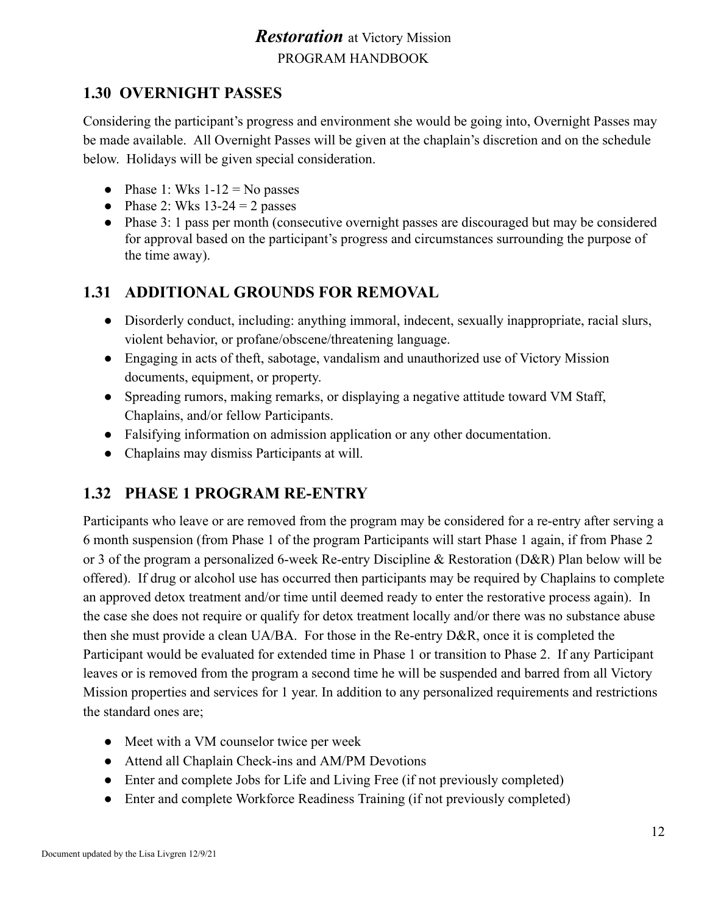## 1.30 OVERNIGHT PASSES

Considering the participant's progress and environment she would be going into, Overnight Passes may be made available. All Overnight Passes will be given at the chaplain's discretion and on the schedule below. Holidays will be given special consideration.

- Phase 1: Wks 1-12 = No passes
- Phase 2: Wks 13-24 = 2 passes
- Phase 3: 1 pass per month (consecutive overnight passes are discouraged but may be considered for approval based on the participant's progress and circumstances surrounding the purpose of the time away).

## 1.31 ADDITIONAL GROUNDS FOR REMOVAL

- Disorderly conduct, including: anything immoral, indecent, sexually inappropriate, racial slurs, violent behavior, or profane/obscene/threatening language.
- Engaging in acts of theft, sabotage, vandalism and unauthorized use of Victory Mission documents, equipment, or property.
- Spreading rumors, making remarks, or displaying a negative attitude toward VM Staff, Chaplains, and/or fellow Participants.
- Falsifying information on admission application or any other documentation.
- Chaplains may dismiss Participants at will.

## 1.32 PHASE 1 PROGRAM RE-ENTRY

Participants who leave or are removed from the program may be considered for a re-entry after serving a 6 month suspension (from Phase 1 of the program Participants will start Phase 1 again, if from Phase 2 or 3 of the program a personalized 6-week Re-entry Discipline & Restoration (D&R) Plan below will be offered). If drug or alcohol use has occurred then participants may be required by Chaplains to complete an approved detox treatment and/or time until deemed ready to enter the restorative process again). In the case she does not require or qualify for detox treatment locally and/or there was no substance abuse then she must provide a clean UA/BA. For those in the Re-entry D&R, once it is completed the Participant would be evaluated for extended time in Phase 1 or transition to Phase 2. If any Participant leaves or is removed from the program a second time he will be suspended and barred from all Victory Mission properties and services for 1 year. In addition to any personalized requirements and restrictions the standard ones are;

- Meet with a VM counselor twice per week
- Attend all Chaplain Check-ins and AM/PM Devotions
- Enter and complete Jobs for Life and Living Free (if not previously completed)
- Enter and complete Workforce Readiness Training (if not previously completed)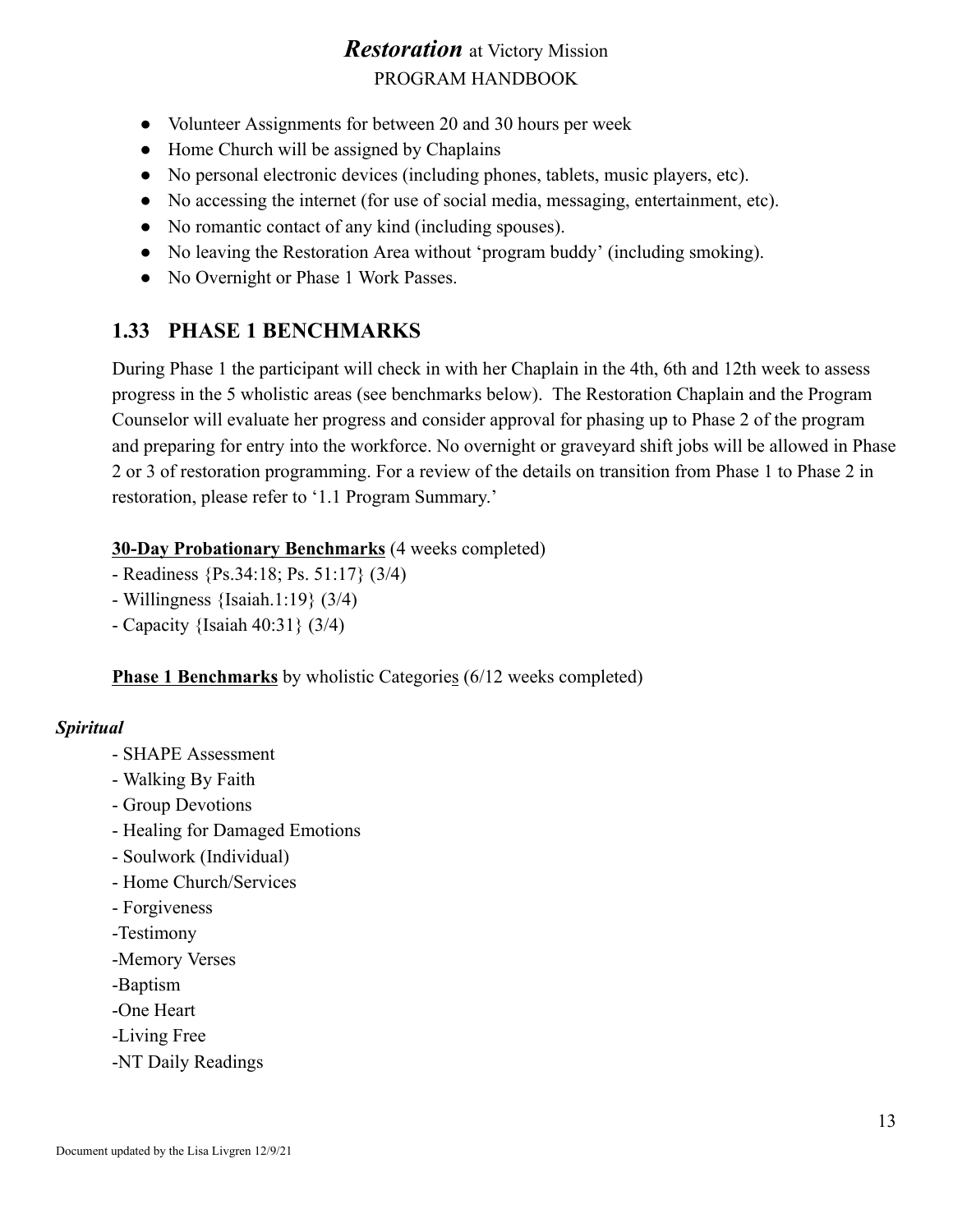- Volunteer Assignments for between 20 and 30 hours per week
- Home Church will be assigned by Chaplains
- No personal electronic devices (including phones, tablets, music players, etc).
- No accessing the internet (for use of social media, messaging, entertainment, etc).
- No romantic contact of any kind (including spouses).
- No leaving the Restoration Area without 'program buddy' (including smoking).
- No Overnight or Phase 1 Work Passes.

## 1.33 PHASE 1 BENCHMARKS

During Phase 1 the participant will check in with her Chaplain in the 4th, 6th and 12th week to assess progress in the 5 wholistic areas (see benchmarks below). The Restoration Chaplain and the Program Counselor will evaluate her progress and consider approval for phasing up to Phase 2 of the program and preparing for entry into the workforce. No overnight or graveyard shift jobs will be allowed in Phase 2 or 3 of restoration programming. For a review of the details on transition from Phase 1 to Phase 2 in restoration, please refer to '1.1 Program Summary.'

**30-Day Probationary Benchmarks** (4 weeks completed)
- Readiness {Ps.34:18; Ps. 51:17} (3/4)
- Willingness {Isaiah.1:19} (3/4)
- Capacity {Isaiah 40:31} (3/4)

**Phase 1 Benchmarks** by wholistic Categories (6/12 weeks completed)

***Spiritual***

- SHAPE Assessment
- Walking By Faith
- Group Devotions
- Healing for Damaged Emotions
- Soulwork (Individual)
- Home Church/Services
- Forgiveness
- Testimony
- Memory Verses
- Baptism
- One Heart
- Living Free
- NT Daily Readings

Document updated by the Lisa Livgren 12/9/21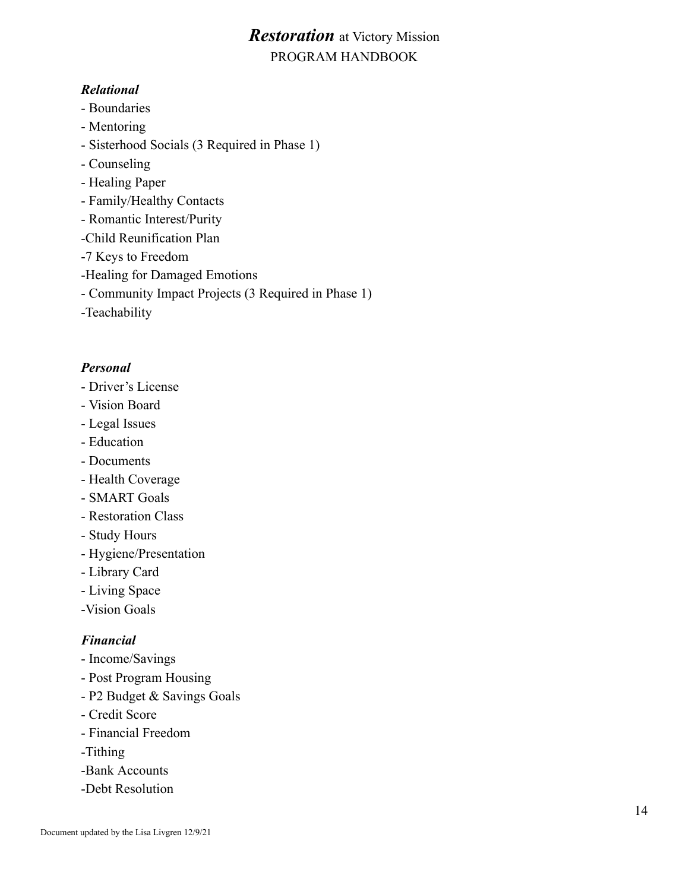***Relational***

- Boundaries
- Mentoring
- Sisterhood Socials (3 Required in Phase 1)
- Counseling
- Healing Paper
- Family/Healthy Contacts
- Romantic Interest/Purity
- Child Reunification Plan
- 7 Keys to Freedom
- Healing for Damaged Emotions
- Community Impact Projects (3 Required in Phase 1)
- Teachability

***Personal***

- Driver's License
- Vision Board
- Legal Issues
- Education
- Documents
- Health Coverage
- SMART Goals
- Restoration Class
- Study Hours
- Hygiene/Presentation
- Library Card
- Living Space
- Vision Goals

***Financial***

- Income/Savings
- Post Program Housing
- P2 Budget & Savings Goals
- Credit Score
- Financial Freedom
- Tithing
- Bank Accounts
- Debt Resolution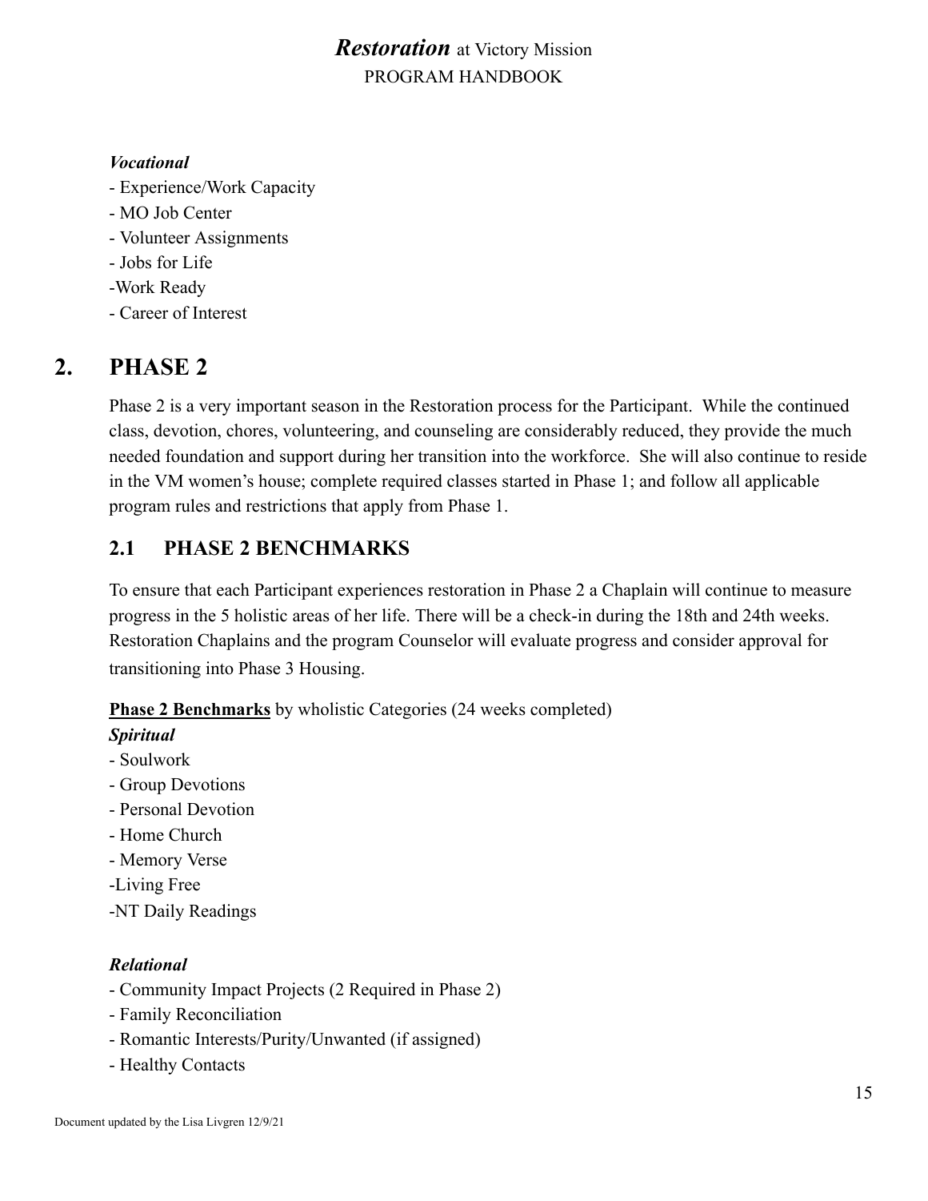***Vocational***

- Experience/Work Capacity
- MO Job Center
- Volunteer Assignments
- Jobs for Life
-Work Ready
- Career of Interest

# 2. PHASE 2

Phase 2 is a very important season in the Restoration process for the Participant. While the continued class, devotion, chores, volunteering, and counseling are considerably reduced, they provide the much needed foundation and support during her transition into the workforce. She will also continue to reside in the VM women's house; complete required classes started in Phase 1; and follow all applicable program rules and restrictions that apply from Phase 1.

## 2.1 PHASE 2 BENCHMARKS

To ensure that each Participant experiences restoration in Phase 2 a Chaplain will continue to measure progress in the 5 holistic areas of her life. There will be a check-in during the 18th and 24th weeks. Restoration Chaplains and the program Counselor will evaluate progress and consider approval for transitioning into Phase 3 Housing.

<u>**Phase 2 Benchmarks**</u> by wholistic Categories (24 weeks completed)

***Spiritual***

- Soulwork
- Group Devotions
- Personal Devotion
- Home Church
- Memory Verse
-Living Free
-NT Daily Readings

***Relational***

- Community Impact Projects (2 Required in Phase 2)
- Family Reconciliation
- Romantic Interests/Purity/Unwanted (if assigned)
- Healthy Contacts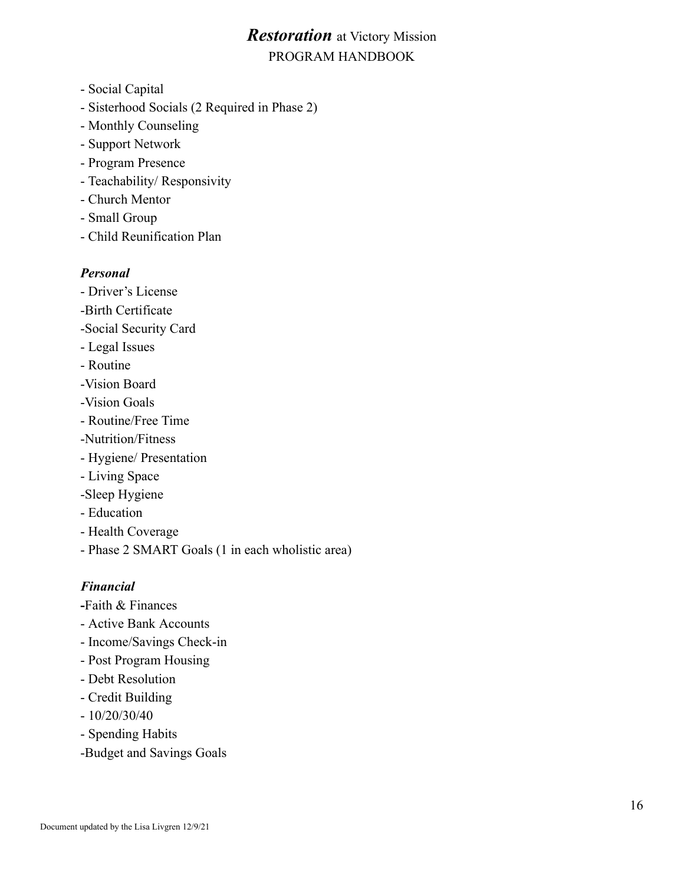- Social Capital
- Sisterhood Socials (2 Required in Phase 2)
- Monthly Counseling
- Support Network
- Program Presence
- Teachability/ Responsivity
- Church Mentor
- Small Group
- Child Reunification Plan

***Personal***

- Driver's License
- Birth Certificate
- Social Security Card
- Legal Issues
- Routine
- Vision Board
- Vision Goals
- Routine/Free Time
- Nutrition/Fitness
- Hygiene/ Presentation
- Living Space
- Sleep Hygiene
- Education
- Health Coverage
- Phase 2 SMART Goals (1 in each wholistic area)

***Financial***

- Faith & Finances
- Active Bank Accounts
- Income/Savings Check-in
- Post Program Housing
- Debt Resolution
- Credit Building
- 10/20/30/40
- Spending Habits
- Budget and Savings Goals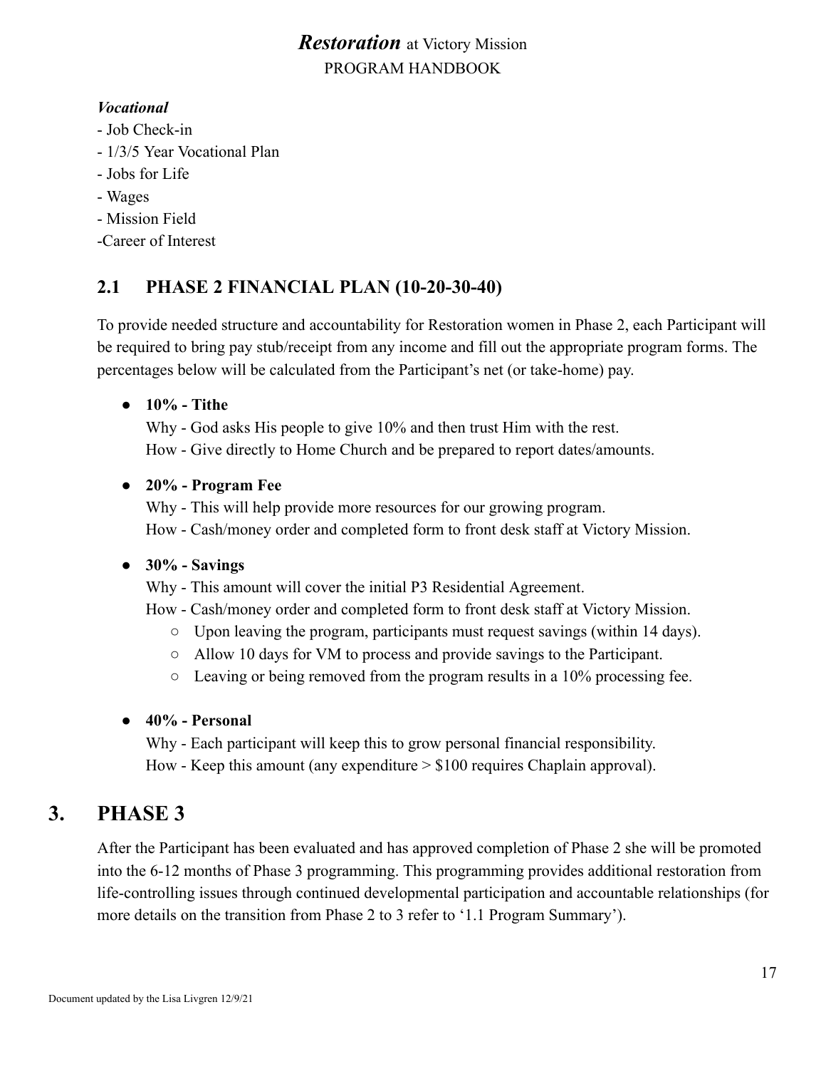***Vocational***

- Job Check-in
- 1/3/5 Year Vocational Plan
- Jobs for Life
- Wages
- Mission Field
-Career of Interest

## 2.1 PHASE 2 FINANCIAL PLAN (10-20-30-40)

To provide needed structure and accountability for Restoration women in Phase 2, each Participant will be required to bring pay stub/receipt from any income and fill out the appropriate program forms. The percentages below will be calculated from the Participant's net (or take-home) pay.

- **10% - Tithe**
  Why - God asks His people to give 10% and then trust Him with the rest.
  How - Give directly to Home Church and be prepared to report dates/amounts.

- **20% - Program Fee**
  Why - This will help provide more resources for our growing program.
  How - Cash/money order and completed form to front desk staff at Victory Mission.

- **30% - Savings**
  Why - This amount will cover the initial P3 Residential Agreement.
  How - Cash/money order and completed form to front desk staff at Victory Mission.
  - Upon leaving the program, participants must request savings (within 14 days).
  - Allow 10 days for VM to process and provide savings to the Participant.
  - Leaving or being removed from the program results in a 10% processing fee.

- **40% - Personal**
  Why - Each participant will keep this to grow personal financial responsibility.
  How - Keep this amount (any expenditure > $100 requires Chaplain approval).

# 3. PHASE 3

After the Participant has been evaluated and has approved completion of Phase 2 she will be promoted into the 6-12 months of Phase 3 programming. This programming provides additional restoration from life-controlling issues through continued developmental participation and accountable relationships (for more details on the transition from Phase 2 to 3 refer to '1.1 Program Summary').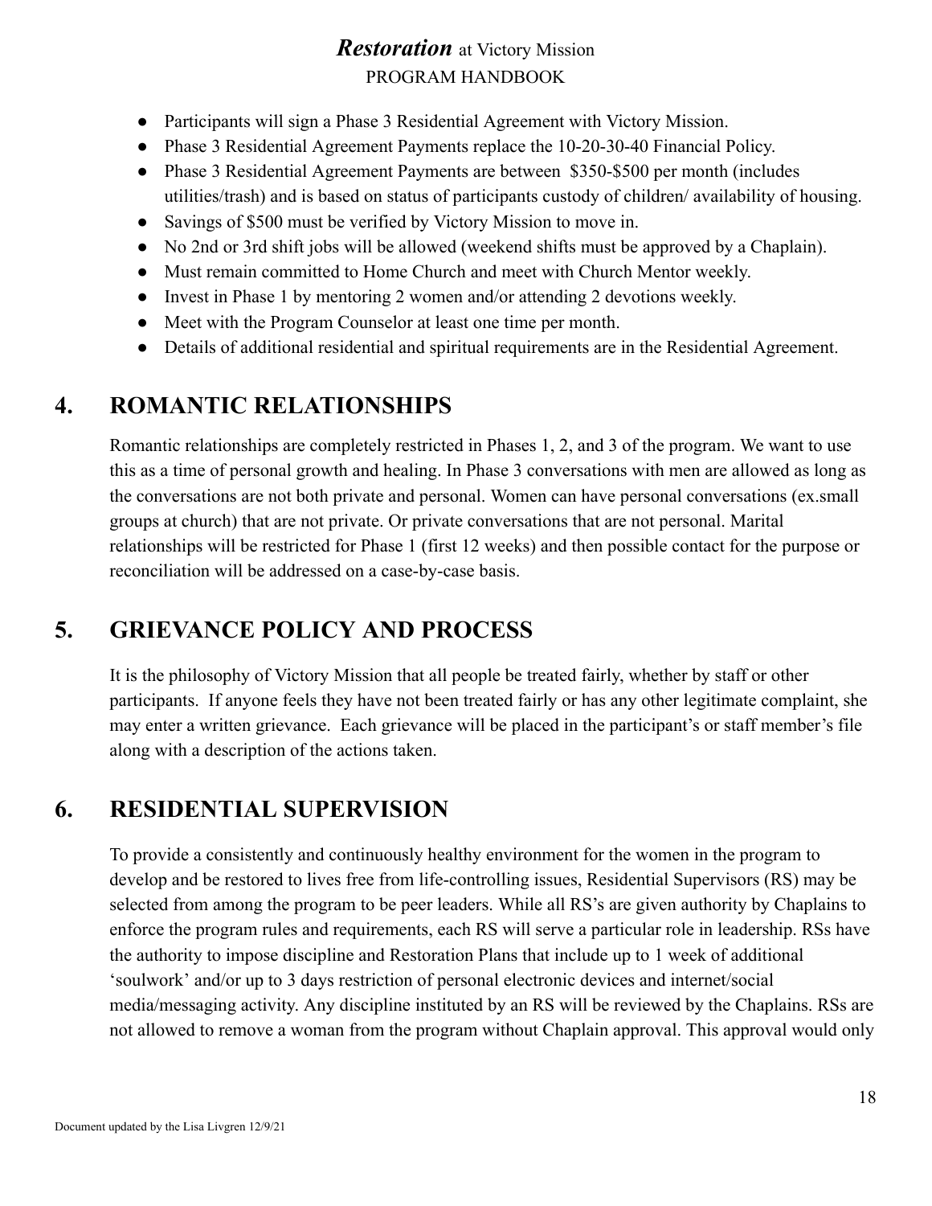- Participants will sign a Phase 3 Residential Agreement with Victory Mission.
- Phase 3 Residential Agreement Payments replace the 10-20-30-40 Financial Policy.
- Phase 3 Residential Agreement Payments are between $350-$500 per month (includes utilities/trash) and is based on status of participants custody of children/ availability of housing.
- Savings of $500 must be verified by Victory Mission to move in.
- No 2nd or 3rd shift jobs will be allowed (weekend shifts must be approved by a Chaplain).
- Must remain committed to Home Church and meet with Church Mentor weekly.
- Invest in Phase 1 by mentoring 2 women and/or attending 2 devotions weekly.
- Meet with the Program Counselor at least one time per month.
- Details of additional residential and spiritual requirements are in the Residential Agreement.

## 4. ROMANTIC RELATIONSHIPS

Romantic relationships are completely restricted in Phases 1, 2, and 3 of the program. We want to use this as a time of personal growth and healing. In Phase 3 conversations with men are allowed as long as the conversations are not both private and personal. Women can have personal conversations (ex.small groups at church) that are not private. Or private conversations that are not personal. Marital relationships will be restricted for Phase 1 (first 12 weeks) and then possible contact for the purpose or reconciliation will be addressed on a case-by-case basis.

## 5. GRIEVANCE POLICY AND PROCESS

It is the philosophy of Victory Mission that all people be treated fairly, whether by staff or other participants. If anyone feels they have not been treated fairly or has any other legitimate complaint, she may enter a written grievance. Each grievance will be placed in the participant's or staff member's file along with a description of the actions taken.

## 6. RESIDENTIAL SUPERVISION

To provide a consistently and continuously healthy environment for the women in the program to develop and be restored to lives free from life-controlling issues, Residential Supervisors (RS) may be selected from among the program to be peer leaders. While all RS's are given authority by Chaplains to enforce the program rules and requirements, each RS will serve a particular role in leadership. RSs have the authority to impose discipline and Restoration Plans that include up to 1 week of additional 'soulwork' and/or up to 3 days restriction of personal electronic devices and internet/social media/messaging activity. Any discipline instituted by an RS will be reviewed by the Chaplains. RSs are not allowed to remove a woman from the program without Chaplain approval. This approval would only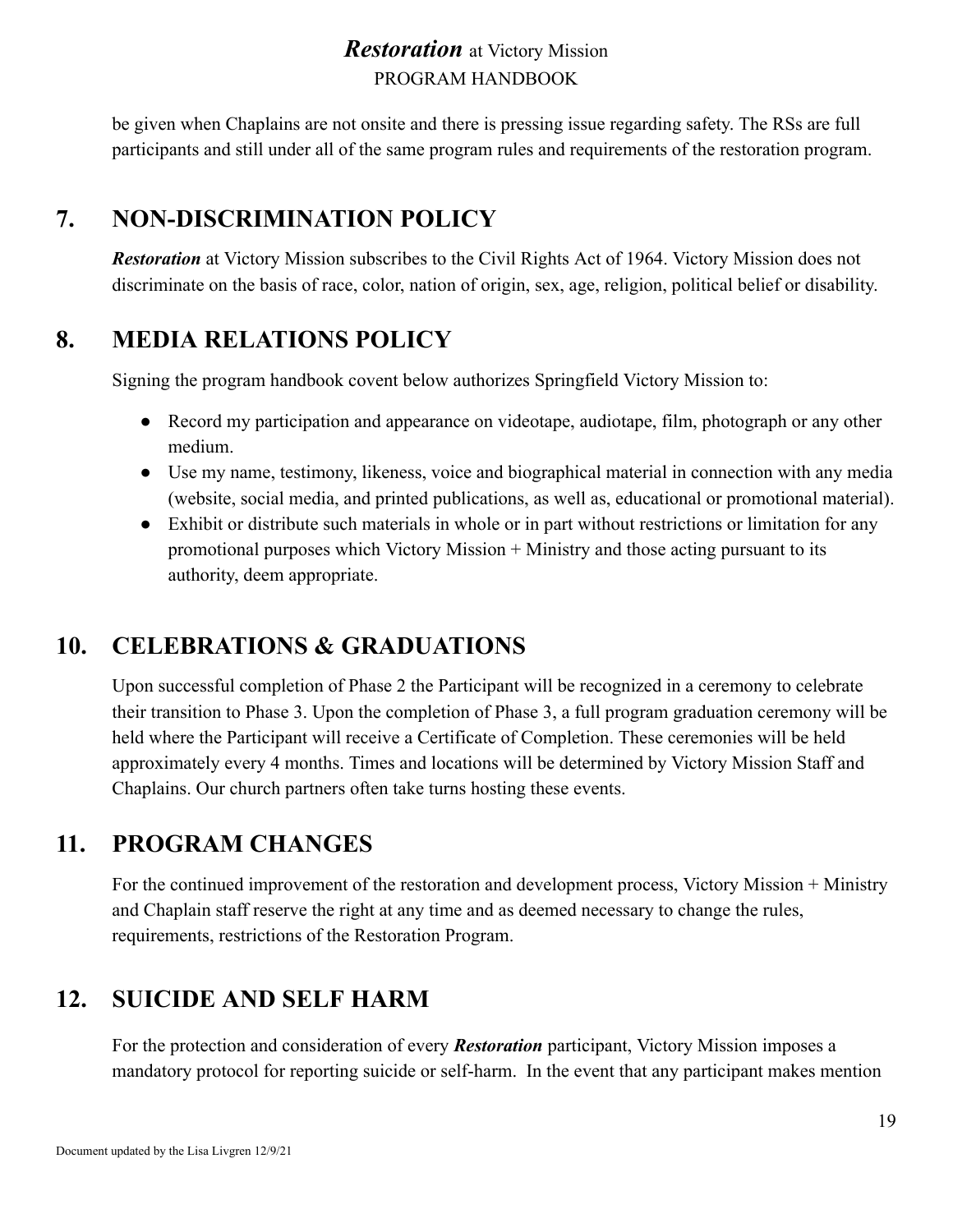be given when Chaplains are not onsite and there is pressing issue regarding safety. The RSs are full participants and still under all of the same program rules and requirements of the restoration program.

## 7. NON-DISCRIMINATION POLICY

***Restoration*** at Victory Mission subscribes to the Civil Rights Act of 1964. Victory Mission does not discriminate on the basis of race, color, nation of origin, sex, age, religion, political belief or disability.

## 8. MEDIA RELATIONS POLICY

Signing the program handbook covent below authorizes Springfield Victory Mission to:

- Record my participation and appearance on videotape, audiotape, film, photograph or any other medium.
- Use my name, testimony, likeness, voice and biographical material in connection with any media (website, social media, and printed publications, as well as, educational or promotional material).
- Exhibit or distribute such materials in whole or in part without restrictions or limitation for any promotional purposes which Victory Mission + Ministry and those acting pursuant to its authority, deem appropriate.

## 10. CELEBRATIONS & GRADUATIONS

Upon successful completion of Phase 2 the Participant will be recognized in a ceremony to celebrate their transition to Phase 3. Upon the completion of Phase 3, a full program graduation ceremony will be held where the Participant will receive a Certificate of Completion. These ceremonies will be held approximately every 4 months. Times and locations will be determined by Victory Mission Staff and Chaplains. Our church partners often take turns hosting these events.

## 11. PROGRAM CHANGES

For the continued improvement of the restoration and development process, Victory Mission + Ministry and Chaplain staff reserve the right at any time and as deemed necessary to change the rules, requirements, restrictions of the Restoration Program.

## 12. SUICIDE AND SELF HARM

For the protection and consideration of every ***Restoration*** participant, Victory Mission imposes a mandatory protocol for reporting suicide or self-harm. In the event that any participant makes mention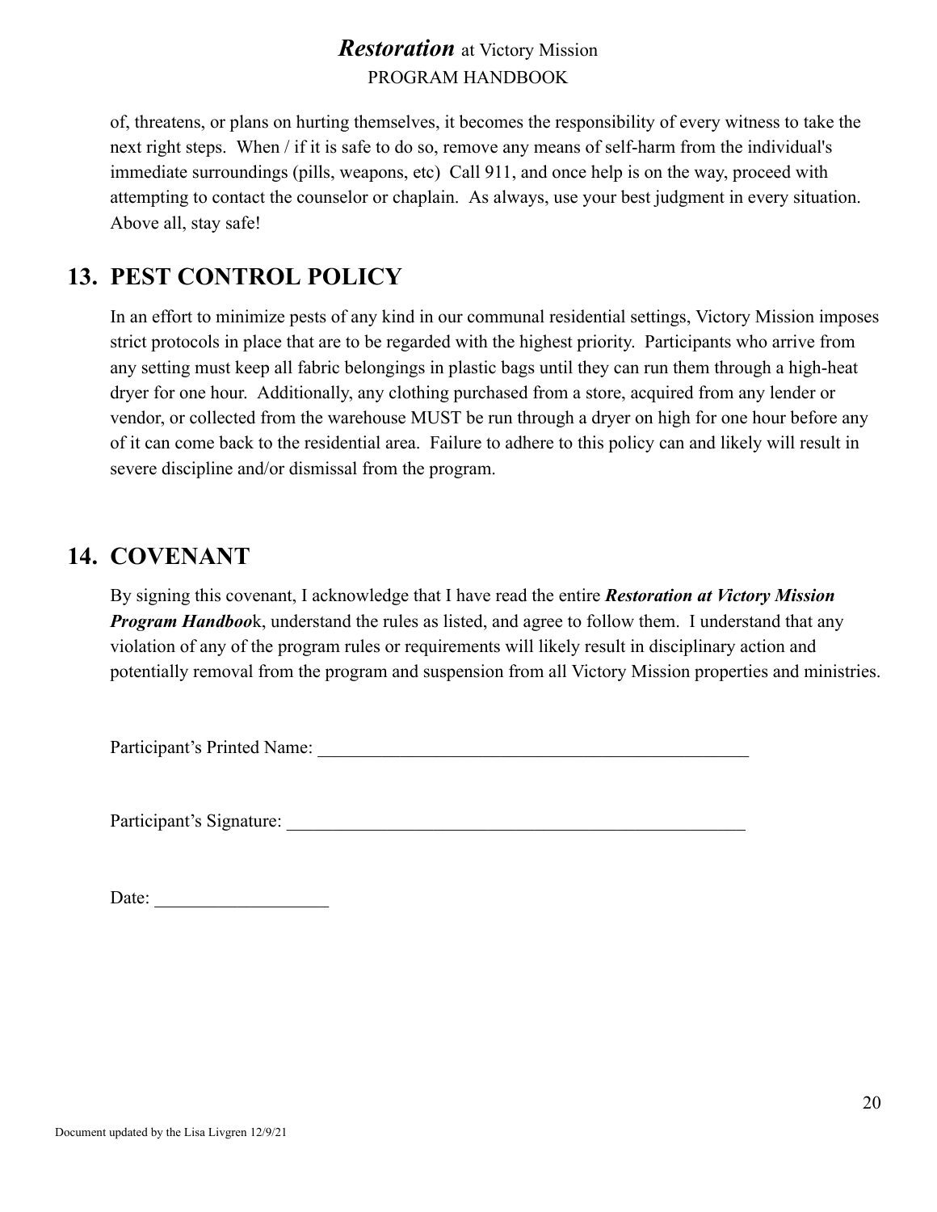of, threatens, or plans on hurting themselves, it becomes the responsibility of every witness to take the next right steps. When / if it is safe to do so, remove any means of self-harm from the individual's immediate surroundings (pills, weapons, etc) Call 911, and once help is on the way, proceed with attempting to contact the counselor or chaplain. As always, use your best judgment in every situation. Above all, stay safe!

## 13. PEST CONTROL POLICY

In an effort to minimize pests of any kind in our communal residential settings, Victory Mission imposes strict protocols in place that are to be regarded with the highest priority. Participants who arrive from any setting must keep all fabric belongings in plastic bags until they can run them through a high-heat dryer for one hour. Additionally, any clothing purchased from a store, acquired from any lender or vendor, or collected from the warehouse MUST be run through a dryer on high for one hour before any of it can come back to the residential area. Failure to adhere to this policy can and likely will result in severe discipline and/or dismissal from the program.

## 14. COVENANT

By signing this covenant, I acknowledge that I have read the entire ***Restoration at Victory Mission Program Handboo***k, understand the rules as listed, and agree to follow them. I understand that any violation of any of the program rules or requirements will likely result in disciplinary action and potentially removal from the program and suspension from all Victory Mission properties and ministries.

Participant's Printed Name: _________________________________________________

Participant's Signature: ____________________________________________________

Date: ___________________

Document updated by the Lisa Livgren 12/9/21